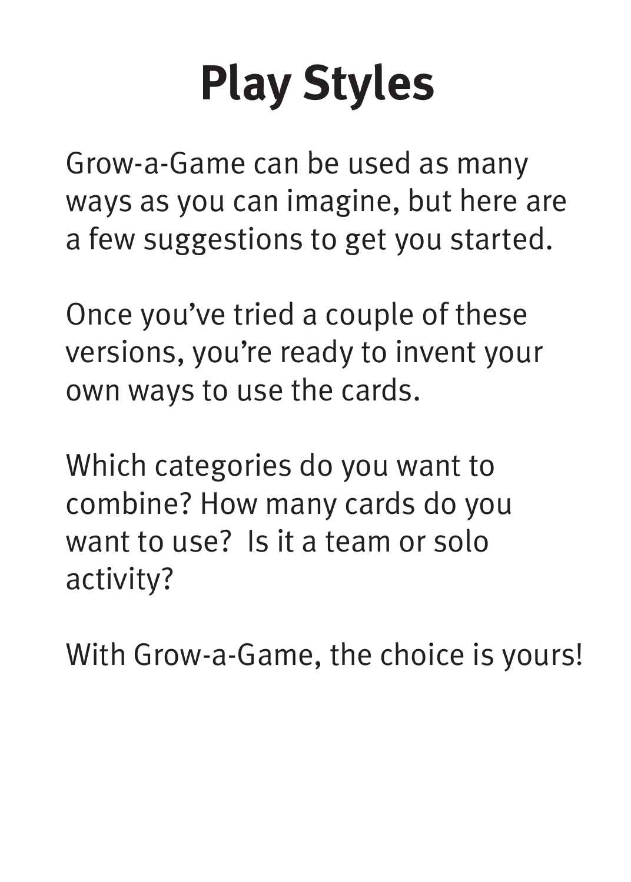# Play Styles

Grow-a-Game can be used as many ways as you can imagine, but here are a few suggestions to get you started.

Once you've tried a couple of these versions, you're ready to invent your own ways to use the cards.

Which categories do you want to combine? How many cards do you want to use?  Is it a team or solo activity?

With Grow-a-Game, the choice is yours!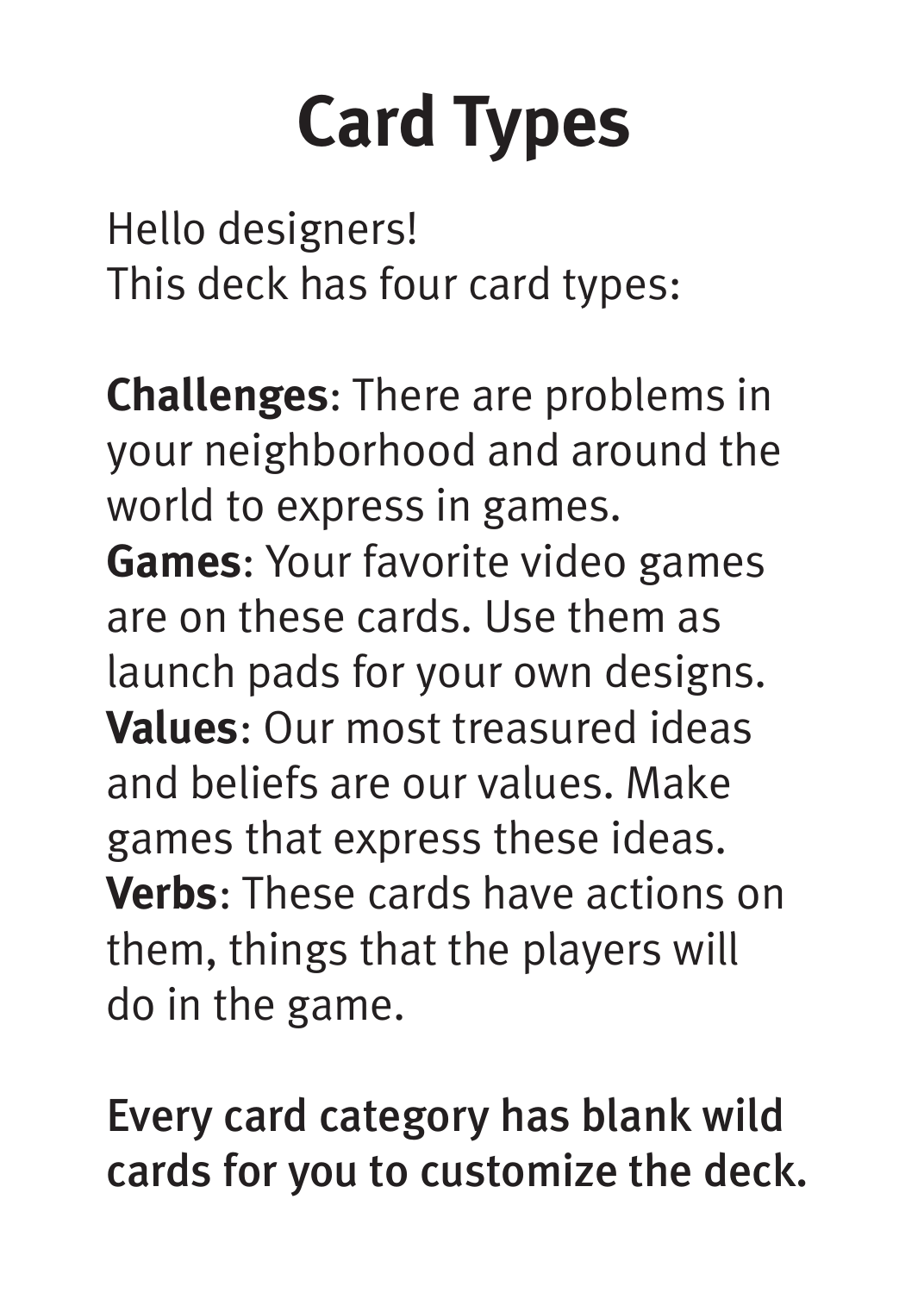# Card Types

Hello designers!
This deck has four card types:

**Challenges**: There are problems in your neighborhood and around the world to express in games.
**Games**: Your favorite video games are on these cards. Use them as launch pads for your own designs.
**Values**: Our most treasured ideas and beliefs are our values. Make games that express these ideas.
**Verbs**: These cards have actions on them, things that the players will do in the game.

**Every card category has blank wild cards for you to customize the deck.**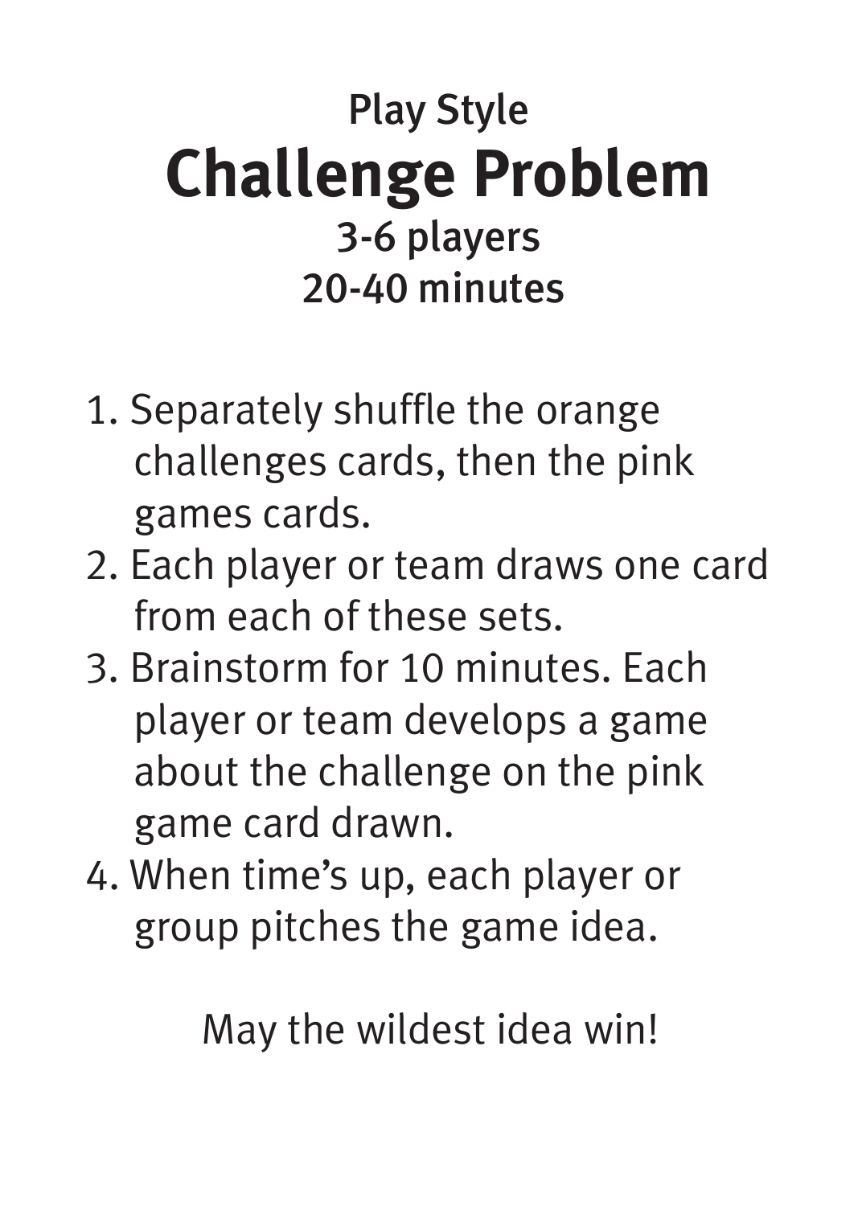Play Style

# Challenge Problem

**3-6 players**
**20-40 minutes**

1. Separately shuffle the orange challenges cards, then the pink games cards.
2. Each player or team draws one card from each of these sets.
3. Brainstorm for 10 minutes. Each player or team develops a game about the challenge on the pink game card drawn.
4. When time's up, each player or group pitches the game idea.

May the wildest idea win!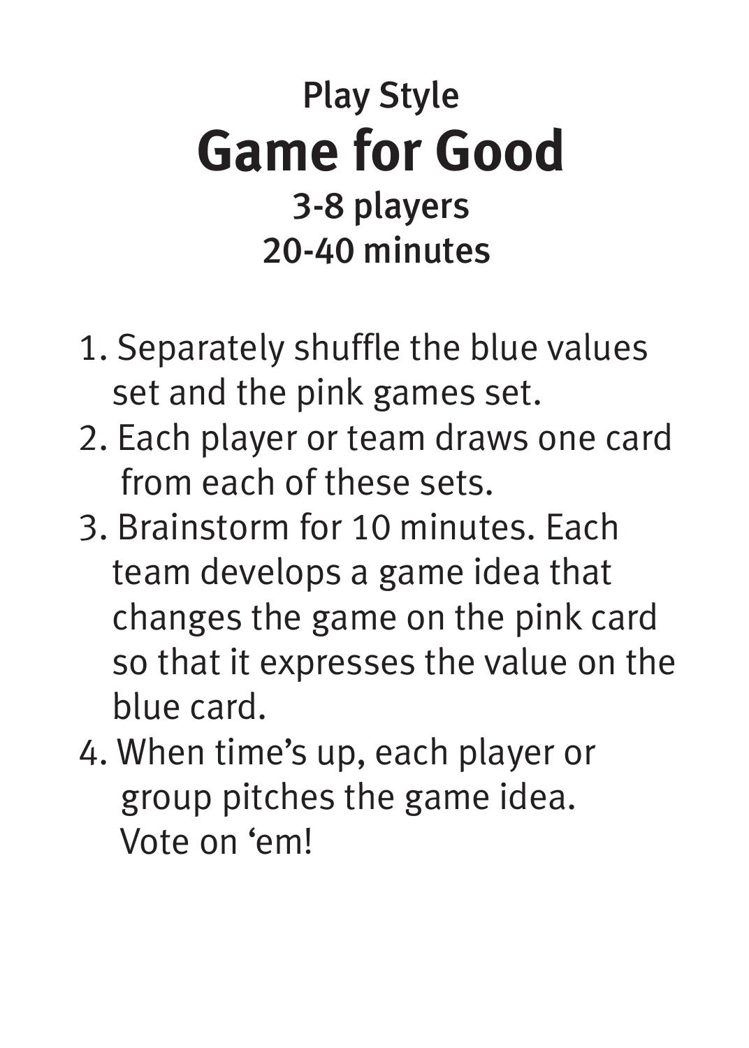Play Style

# Game for Good

**3-8 players**
**20-40 minutes**

1. Separately shuffle the blue values set and the pink games set.
2. Each player or team draws one card from each of these sets.
3. Brainstorm for 10 minutes. Each team develops a game idea that changes the game on the pink card so that it expresses the value on the blue card.
4. When time's up, each player or group pitches the game idea. Vote on 'em!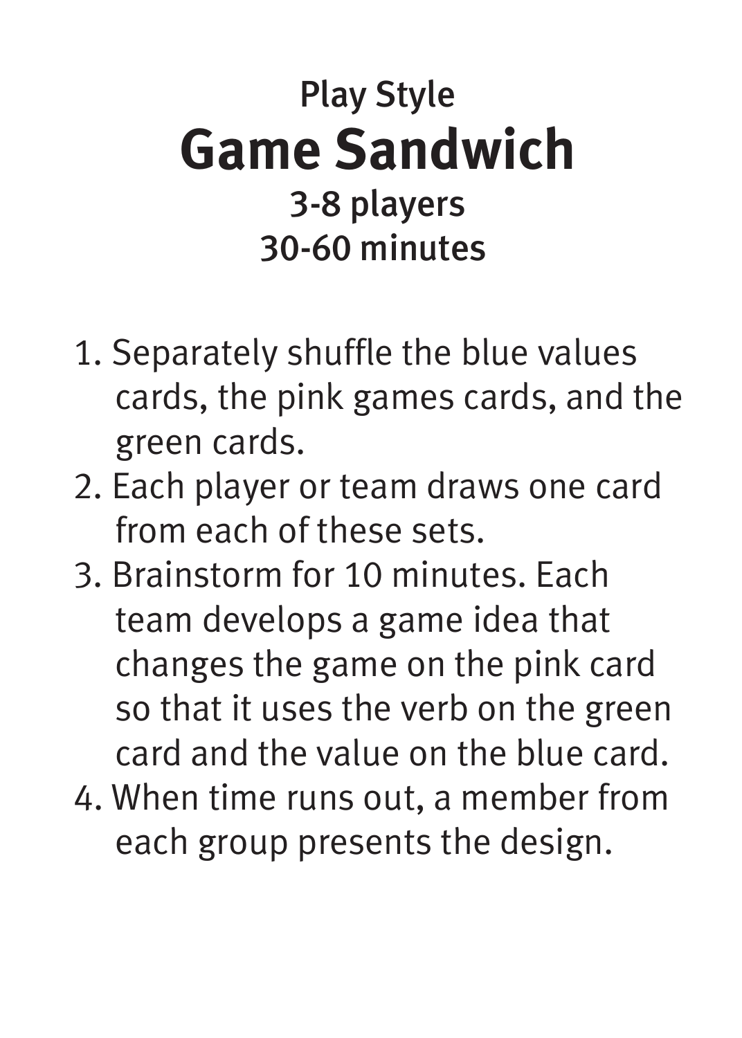Play Style

# Game Sandwich

**3-8 players**
**30-60 minutes**

1. Separately shuffle the blue values cards, the pink games cards, and the green cards.
2. Each player or team draws one card from each of these sets.
3. Brainstorm for 10 minutes. Each team develops a game idea that changes the game on the pink card so that it uses the verb on the green card and the value on the blue card.
4. When time runs out, a member from each group presents the design.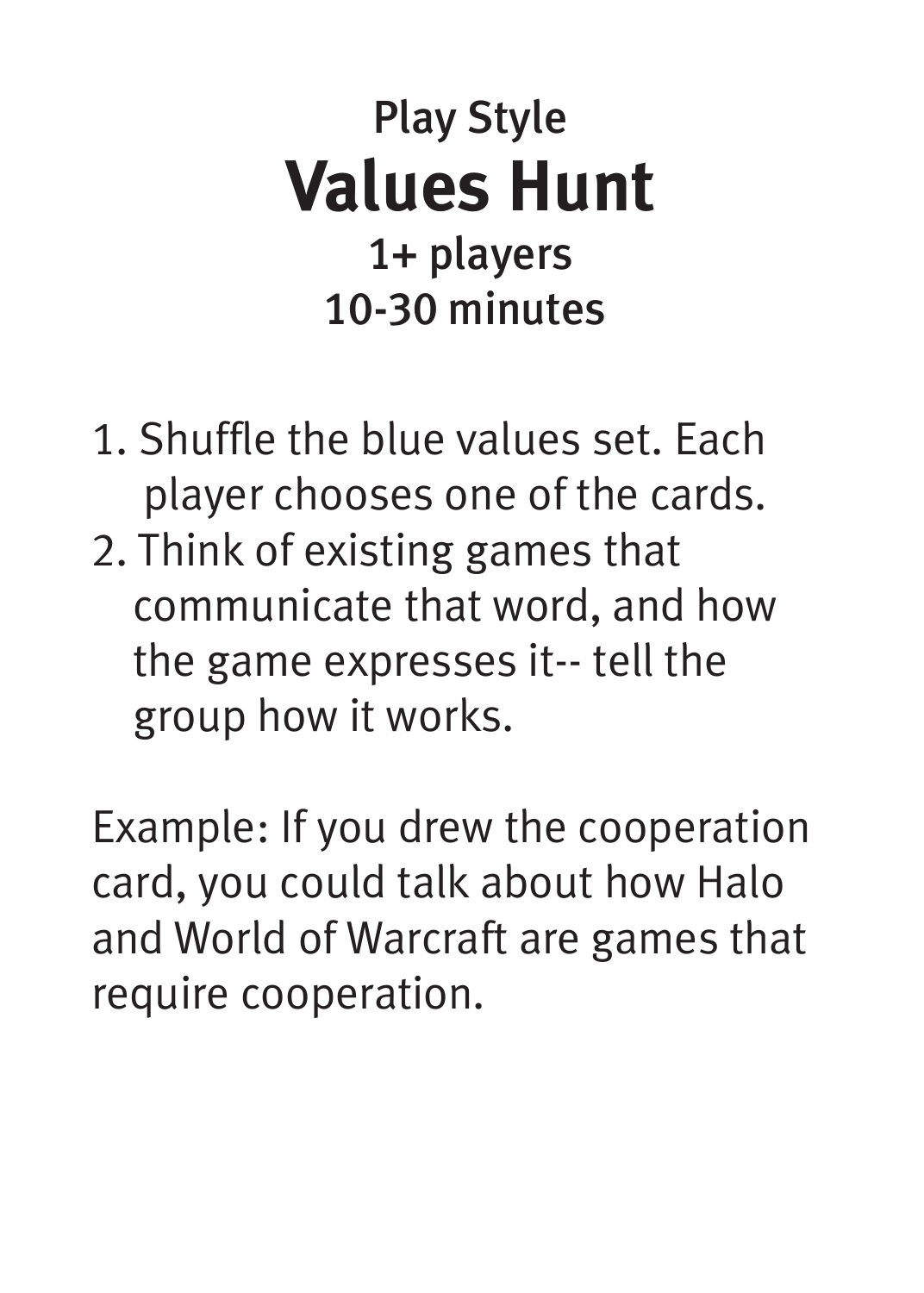Play Style

# Values Hunt

**1+ players**
**10-30 minutes**

1. Shuffle the blue values set. Each player chooses one of the cards.
2. Think of existing games that communicate that word, and how the game expresses it-- tell the group how it works.

Example: If you drew the cooperation card, you could talk about how Halo and World of Warcraft are games that require cooperation.